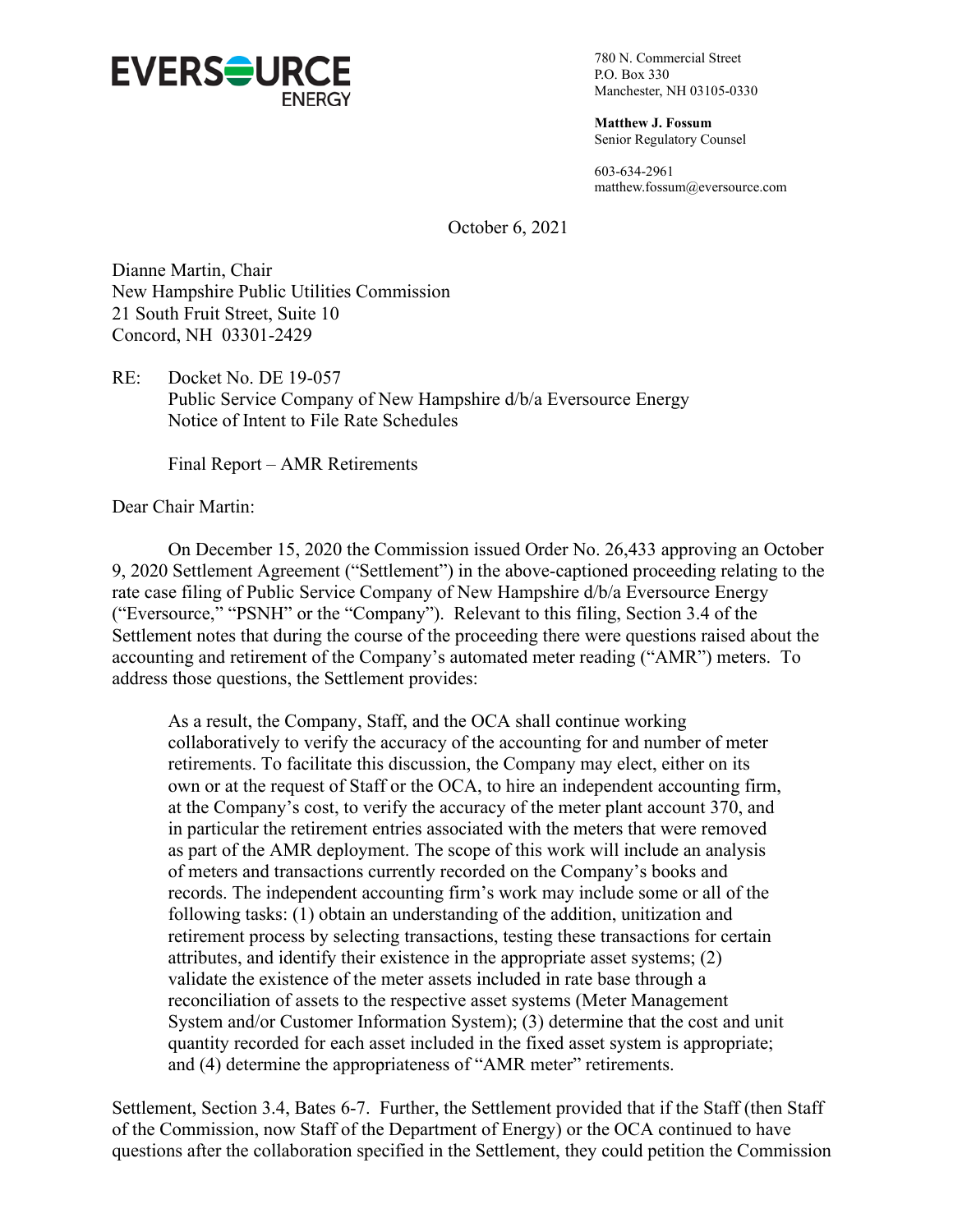**EVERSOURCE**
ENERGY

780 N. Commercial Street
P.O. Box 330
Manchester, NH 03105-0330

**Matthew J. Fossum**
Senior Regulatory Counsel

603-634-2961
matthew.fossum@eversource.com

October 6, 2021

Dianne Martin, Chair
New Hampshire Public Utilities Commission
21 South Fruit Street, Suite 10
Concord, NH 03301-2429

RE: Docket No. DE 19-057
Public Service Company of New Hampshire d/b/a Eversource Energy
Notice of Intent to File Rate Schedules

Final Report – AMR Retirements

Dear Chair Martin:

On December 15, 2020 the Commission issued Order No. 26,433 approving an October 9, 2020 Settlement Agreement ("Settlement") in the above-captioned proceeding relating to the rate case filing of Public Service Company of New Hampshire d/b/a Eversource Energy ("Eversource," "PSNH" or the "Company"). Relevant to this filing, Section 3.4 of the Settlement notes that during the course of the proceeding there were questions raised about the accounting and retirement of the Company's automated meter reading ("AMR") meters. To address those questions, the Settlement provides:

> As a result, the Company, Staff, and the OCA shall continue working collaboratively to verify the accuracy of the accounting for and number of meter retirements. To facilitate this discussion, the Company may elect, either on its own or at the request of Staff or the OCA, to hire an independent accounting firm, at the Company's cost, to verify the accuracy of the meter plant account 370, and in particular the retirement entries associated with the meters that were removed as part of the AMR deployment. The scope of this work will include an analysis of meters and transactions currently recorded on the Company's books and records. The independent accounting firm's work may include some or all of the following tasks: (1) obtain an understanding of the addition, unitization and retirement process by selecting transactions, testing these transactions for certain attributes, and identify their existence in the appropriate asset systems; (2) validate the existence of the meter assets included in rate base through a reconciliation of assets to the respective asset systems (Meter Management System and/or Customer Information System); (3) determine that the cost and unit quantity recorded for each asset included in the fixed asset system is appropriate; and (4) determine the appropriateness of "AMR meter" retirements.

Settlement, Section 3.4, Bates 6-7. Further, the Settlement provided that if the Staff (then Staff of the Commission, now Staff of the Department of Energy) or the OCA continued to have questions after the collaboration specified in the Settlement, they could petition the Commission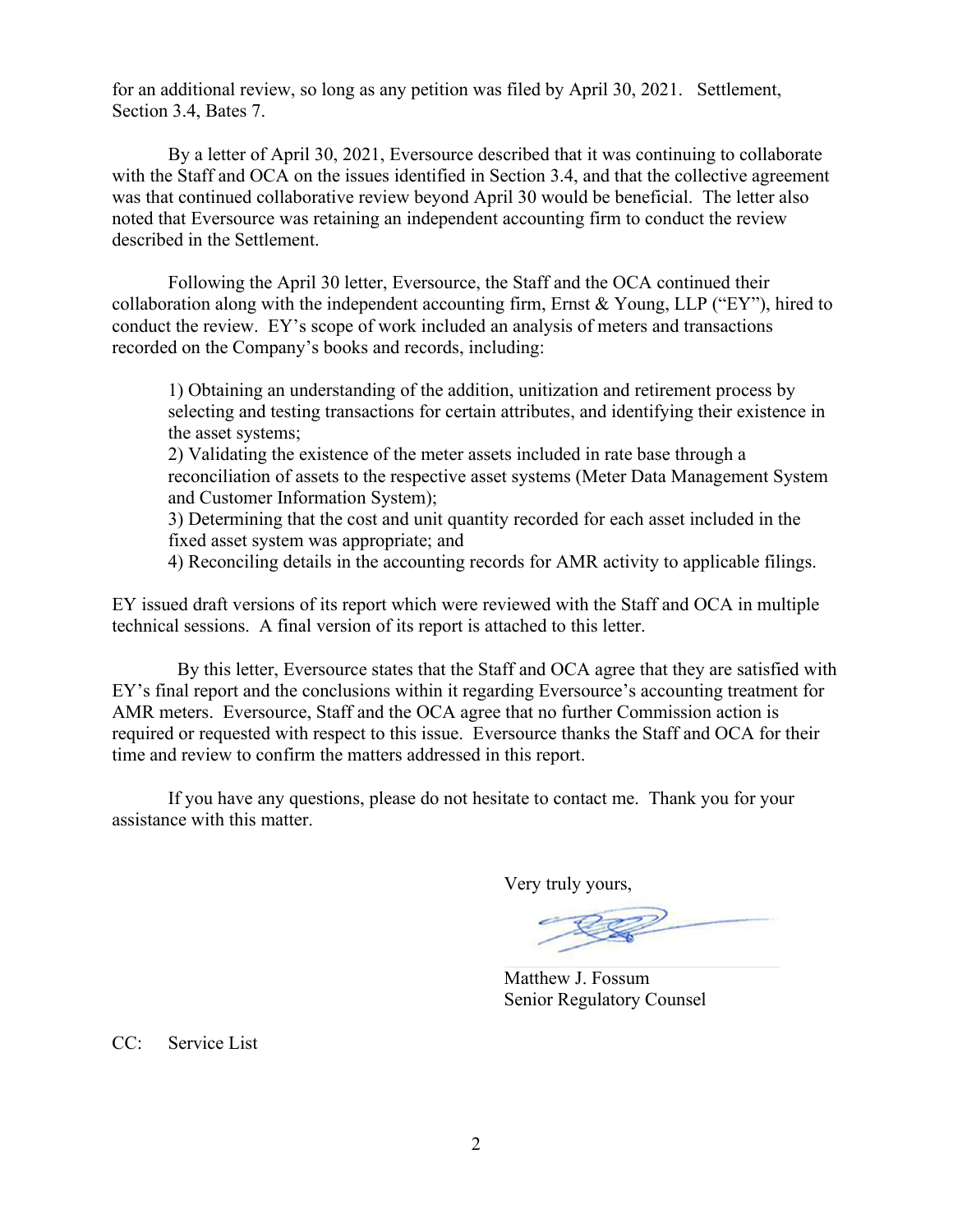for an additional review, so long as any petition was filed by April 30, 2021. Settlement, Section 3.4, Bates 7.

By a letter of April 30, 2021, Eversource described that it was continuing to collaborate with the Staff and OCA on the issues identified in Section 3.4, and that the collective agreement was that continued collaborative review beyond April 30 would be beneficial. The letter also noted that Eversource was retaining an independent accounting firm to conduct the review described in the Settlement.

Following the April 30 letter, Eversource, the Staff and the OCA continued their collaboration along with the independent accounting firm, Ernst & Young, LLP ("EY"), hired to conduct the review. EY's scope of work included an analysis of meters and transactions recorded on the Company's books and records, including:

> 1) Obtaining an understanding of the addition, unitization and retirement process by selecting and testing transactions for certain attributes, and identifying their existence in the asset systems;
> 2) Validating the existence of the meter assets included in rate base through a reconciliation of assets to the respective asset systems (Meter Data Management System and Customer Information System);
> 3) Determining that the cost and unit quantity recorded for each asset included in the fixed asset system was appropriate; and
> 4) Reconciling details in the accounting records for AMR activity to applicable filings.

EY issued draft versions of its report which were reviewed with the Staff and OCA in multiple technical sessions. A final version of its report is attached to this letter.

By this letter, Eversource states that the Staff and OCA agree that they are satisfied with EY's final report and the conclusions within it regarding Eversource's accounting treatment for AMR meters. Eversource, Staff and the OCA agree that no further Commission action is required or requested with respect to this issue. Eversource thanks the Staff and OCA for their time and review to confirm the matters addressed in this report.

If you have any questions, please do not hesitate to contact me. Thank you for your assistance with this matter.

Very truly yours,

Matthew J. Fossum
Senior Regulatory Counsel

CC: Service List